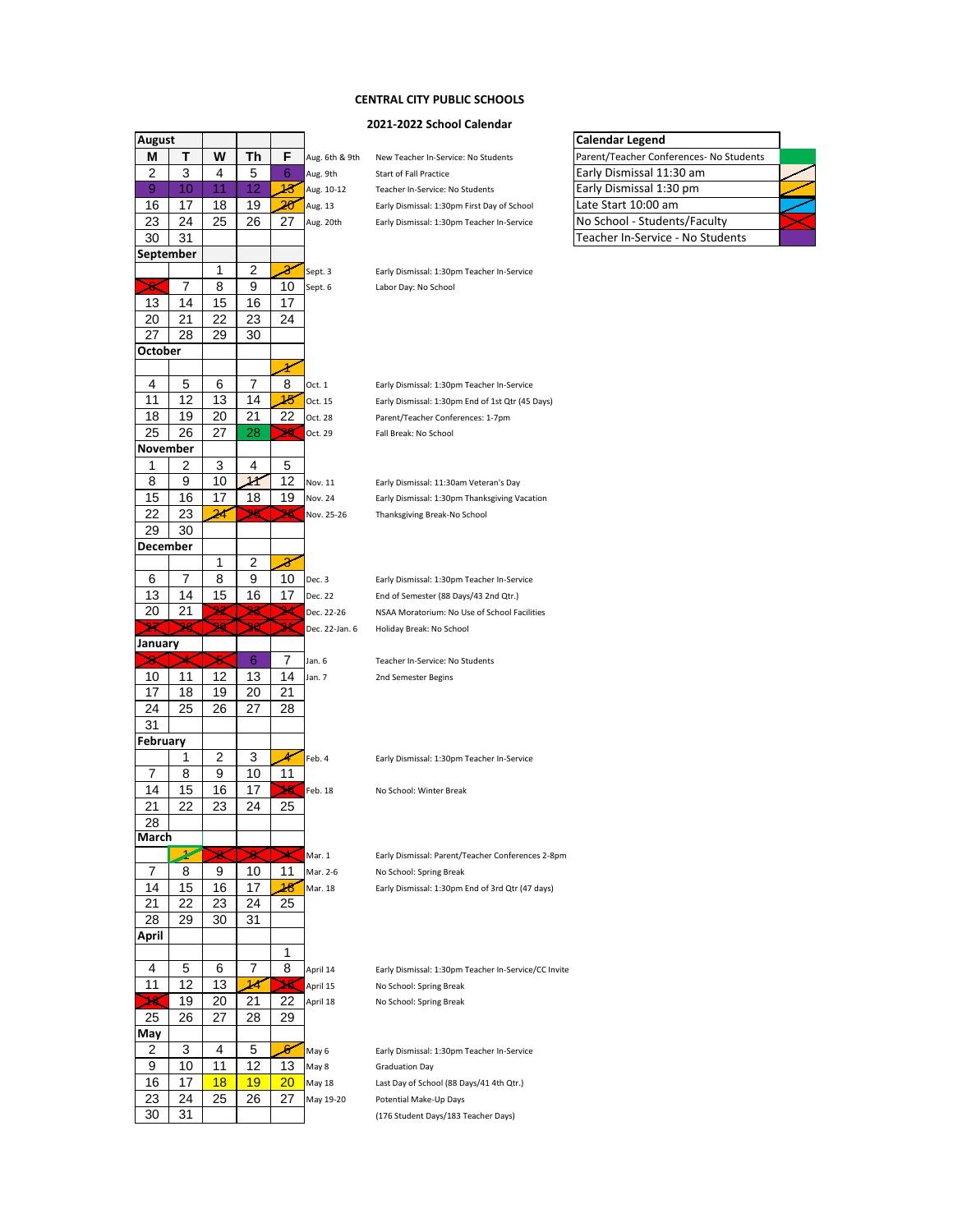# CENTRAL CITY PUBLIC SCHOOLS

## 2021-2022 School Calendar

| Calendar Legend |
|---|
| Parent/Teacher Conferences- No Students |
| Early Dismissal 11:30 am |
| Early Dismissal 1:30 pm |
| Late Start 10:00 am |
| No School - Students/Faculty |
| Teacher In-Service - No Students |

### August

| M | T | W | Th | F |
|---|---|---|---|---|
| 2 | 3 | 4 | 5 | 6 |
| 9 | 10 | 11 | 12 | 13 |
| 16 | 17 | 18 | 19 | 20 |
| 23 | 24 | 25 | 26 | 27 |
| 30 | 31 | | | |

- Aug. 6th & 9th — New Teacher In-Service: No Students
- Aug. 9th — Start of Fall Practice
- Aug. 10-12 — Teacher In-Service: No Students
- Aug. 13 — Early Dismissal: 1:30pm First Day of School
- Aug. 20th — Early Dismissal: 1:30pm Teacher In-Service

### September

| M | T | W | Th | F |
|---|---|---|---|---|
| | | 1 | 2 | 3 |
| 6 | 7 | 8 | 9 | 10 |
| 13 | 14 | 15 | 16 | 17 |
| 20 | 21 | 22 | 23 | 24 |
| 27 | 28 | 29 | 30 | |

- Sept. 3 — Early Dismissal: 1:30pm Teacher In-Service
- Sept. 6 — Labor Day: No School

### October

| M | T | W | Th | F |
|---|---|---|---|---|
| | | | | 1 |
| 4 | 5 | 6 | 7 | 8 |
| 11 | 12 | 13 | 14 | 15 |
| 18 | 19 | 20 | 21 | 22 |
| 25 | 26 | 27 | 28 | 29 |

- Oct. 1 — Early Dismissal: 1:30pm Teacher In-Service
- Oct. 15 — Early Dismissal: 1:30pm End of 1st Qtr (45 Days)
- Oct. 28 — Parent/Teacher Conferences: 1-7pm
- Oct. 29 — Fall Break: No School

### November

| M | T | W | Th | F |
|---|---|---|---|---|
| 1 | 2 | 3 | 4 | 5 |
| 8 | 9 | 10 | 11 | 12 |
| 15 | 16 | 17 | 18 | 19 |
| 22 | 23 | 24 | 25 | 26 |
| 29 | 30 | | | |

- Nov. 11 — Early Dismissal: 11:30am Veteran's Day
- Nov. 24 — Early Dismissal: 1:30pm Thanksgiving Vacation
- Nov. 25-26 — Thanksgiving Break-No School

### December

| M | T | W | Th | F |
|---|---|---|---|---|
| | | 1 | 2 | 3 |
| 6 | 7 | 8 | 9 | 10 |
| 13 | 14 | 15 | 16 | 17 |
| 20 | 21 | 22 | 23 | 24 |
| 27 | 28 | 29 | 30 | 31 |

- Dec. 3 — Early Dismissal: 1:30pm Teacher In-Service
- Dec. 22 — End of Semester (88 Days/43 2nd Qtr.)
- Dec. 22-26 — NSAA Moratorium: No Use of School Facilities
- Dec. 22-Jan. 6 — Holiday Break: No School

### January

| M | T | W | Th | F |
|---|---|---|---|---|
| 3 | 4 | 5 | 6 | 7 |
| 10 | 11 | 12 | 13 | 14 |
| 17 | 18 | 19 | 20 | 21 |
| 24 | 25 | 26 | 27 | 28 |
| 31 | | | | |

- Jan. 6 — Teacher In-Service: No Students
- Jan. 7 — 2nd Semester Begins

### February

| M | T | W | Th | F |
|---|---|---|---|---|
| | 1 | 2 | 3 | 4 |
| 7 | 8 | 9 | 10 | 11 |
| 14 | 15 | 16 | 17 | 18 |
| 21 | 22 | 23 | 24 | 25 |
| 28 | | | | |

- Feb. 4 — Early Dismissal: 1:30pm Teacher In-Service
- Feb. 18 — No School: Winter Break

### March

| M | T | W | Th | F |
|---|---|---|---|---|
| | 1 | 2 | 3 | 4 |
| 7 | 8 | 9 | 10 | 11 |
| 14 | 15 | 16 | 17 | 18 |
| 21 | 22 | 23 | 24 | 25 |
| 28 | 29 | 30 | 31 | |

- Mar. 1 — Early Dismissal: Parent/Teacher Conferences 2-8pm
- Mar. 2-6 — No School: Spring Break
- Mar. 18 — Early Dismissal: 1:30pm End of 3rd Qtr (47 days)

### April

| M | T | W | Th | F |
|---|---|---|---|---|
| | | | | 1 |
| 4 | 5 | 6 | 7 | 8 |
| 11 | 12 | 13 | 14 | 15 |
| 18 | 19 | 20 | 21 | 22 |
| 25 | 26 | 27 | 28 | 29 |

- April 14 — Early Dismissal: 1:30pm Teacher In-Service/CC Invite
- April 15 — No School: Spring Break
- April 18 — No School: Spring Break

### May

| M | T | W | Th | F |
|---|---|---|---|---|
| 2 | 3 | 4 | 5 | 6 |
| 9 | 10 | 11 | 12 | 13 |
| 16 | 17 | 18 | 19 | 20 |
| 23 | 24 | 25 | 26 | 27 |
| 30 | 31 | | | |

- May 6 — Early Dismissal: 1:30pm Teacher In-Service
- May 8 — Graduation Day
- May 18 — Last Day of School (88 Days/41 4th Qtr.)
- May 19-20 — Potential Make-Up Days

(176 Student Days/183 Teacher Days)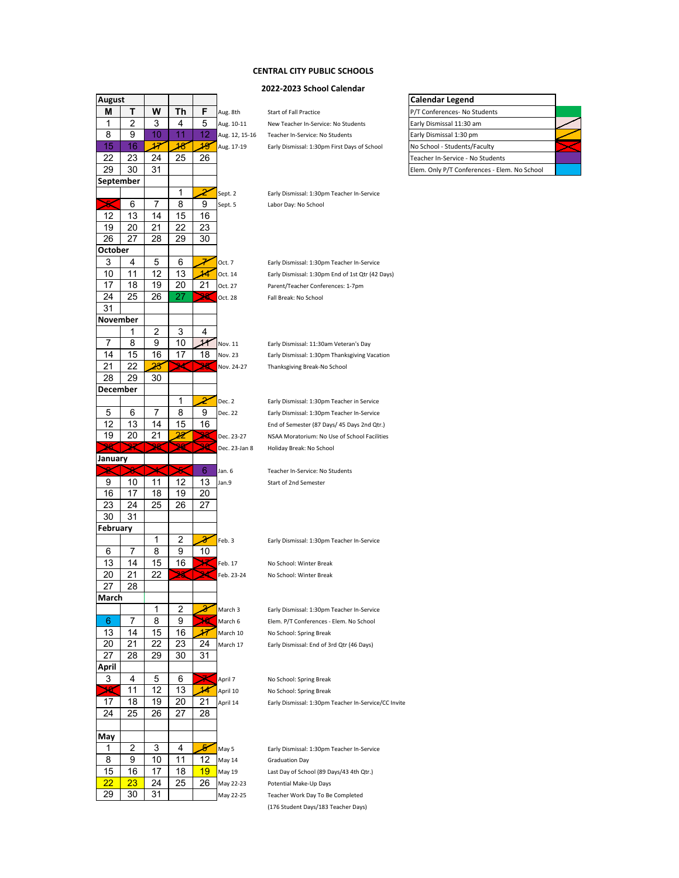**CENTRAL CITY PUBLIC SCHOOLS**

**2022-2023 School Calendar**

| Calendar Legend | |
|---|---|
| P/T Conferences- No Students | |
| Early Dismissal 11:30 am | |
| Early Dismissal 1:30 pm | |
| No School - Students/Faculty | |
| Teacher In-Service - No Students | |
| Elem. Only P/T Conferences - Elem. No School | |

| M | T | W | Th | F | | |
|---|---|---|---|---|---|---|
| **August** | | | | | | |
| 1 | 2 | 3 | 4 | 5 | Aug. 8th | Start of Fall Practice |
| 8 | 9 | 10 | 11 | 12 | Aug. 10-11 | New Teacher In-Service: No Students |
| 15 | 16 | 17 | 18 | 19 | Aug. 12, 15-16 | Teacher In-Service: No Students |
| 22 | 23 | 24 | 25 | 26 | Aug. 17-19 | Early Dismissal: 1:30pm First Days of School |
| 29 | 30 | 31 | | | | |
| **September** | | | | | | |
| | | | 1 | 2 | Sept. 2 | Early Dismissal: 1:30pm Teacher In-Service |
| 5 | 6 | 7 | 8 | 9 | Sept. 5 | Labor Day: No School |
| 12 | 13 | 14 | 15 | 16 | | |
| 19 | 20 | 21 | 22 | 23 | | |
| 26 | 27 | 28 | 29 | 30 | | |
| **October** | | | | | | |
| 3 | 4 | 5 | 6 | 7 | Oct. 7 | Early Dismissal: 1:30pm Teacher In-Service |
| 10 | 11 | 12 | 13 | 14 | Oct. 14 | Early Dismissal: 1:30pm End of 1st Qtr (42 Days) |
| 17 | 18 | 19 | 20 | 21 | Oct. 27 | Parent/Teacher Conferences: 1-7pm |
| 24 | 25 | 26 | 27 | 28 | Oct. 28 | Fall Break: No School |
| 31 | | | | | | |
| **November** | | | | | | |
| | 1 | 2 | 3 | 4 | | |
| 7 | 8 | 9 | 10 | 11 | Nov. 11 | Early Dismissal: 11:30am Veteran's Day |
| 14 | 15 | 16 | 17 | 18 | Nov. 23 | Early Dismissal: 1:30pm Thanksgiving Vacation |
| 21 | 22 | 23 | 24 | 25 | Nov. 24-27 | Thanksgiving Break-No School |
| 28 | 29 | 30 | | | | |
| **December** | | | | | | |
| | | | 1 | 2 | Dec. 2 | Early Dismissal: 1:30pm Teacher in Service |
| 5 | 6 | 7 | 8 | 9 | Dec. 22 | Early Dismissal: 1:30pm Teacher In-Service |
| 12 | 13 | 14 | 15 | 16 | | End of Semester (87 Days/ 45 Days 2nd Qtr.) |
| 19 | 20 | 21 | 22 | 23 | Dec. 23-27 | NSAA Moratorium: No Use of School Facilities |
| 26 | 27 | 28 | 29 | 30 | Dec. 23-Jan 8 | Holiday Break: No School |
| **January** | | | | | | |
| 2 | 3 | 4 | 5 | 6 | Jan. 6 | Teacher In-Service: No Students |
| 9 | 10 | 11 | 12 | 13 | Jan.9 | Start of 2nd Semester |
| 16 | 17 | 18 | 19 | 20 | | |
| 23 | 24 | 25 | 26 | 27 | | |
| 30 | 31 | | | | | |
| **February** | | | | | | |
| | | 1 | 2 | 3 | Feb. 3 | Early Dismissal: 1:30pm Teacher In-Service |
| 6 | 7 | 8 | 9 | 10 | | |
| 13 | 14 | 15 | 16 | 17 | Feb. 17 | No School: Winter Break |
| 20 | 21 | 22 | 23 | 24 | Feb. 23-24 | No School: Winter Break |
| 27 | 28 | | | | | |
| **March** | | | | | | |
| | | 1 | 2 | 3 | March 3 | Early Dismissal: 1:30pm Teacher In-Service |
| 6 | 7 | 8 | 9 | 10 | March 6 | Elem. P/T Conferences - Elem. No School |
| 13 | 14 | 15 | 16 | 17 | March 10 | No School: Spring Break |
| 20 | 21 | 22 | 23 | 24 | March 17 | Early Dismissal: End of 3rd Qtr (46 Days) |
| 27 | 28 | 29 | 30 | 31 | | |
| **April** | | | | | | |
| 3 | 4 | 5 | 6 | 7 | April 7 | No School: Spring Break |
| 10 | 11 | 12 | 13 | 14 | April 10 | No School: Spring Break |
| 17 | 18 | 19 | 20 | 21 | April 14 | Early Dismissal: 1:30pm Teacher In-Service/CC Invite |
| 24 | 25 | 26 | 27 | 28 | | |
| **May** | | | | | | |
| 1 | 2 | 3 | 4 | 5 | May 5 | Early Dismissal: 1:30pm Teacher In-Service |
| 8 | 9 | 10 | 11 | 12 | May 14 | Graduation Day |
| 15 | 16 | 17 | 18 | 19 | May 19 | Last Day of School (89 Days/43 4th Qtr.) |
| 22 | 23 | 24 | 25 | 26 | May 22-23 | Potential Make-Up Days |
| 29 | 30 | 31 | | | May 22-25 | Teacher Work Day To Be Completed |
| | | | | | | (176 Student Days/183 Teacher Days) |